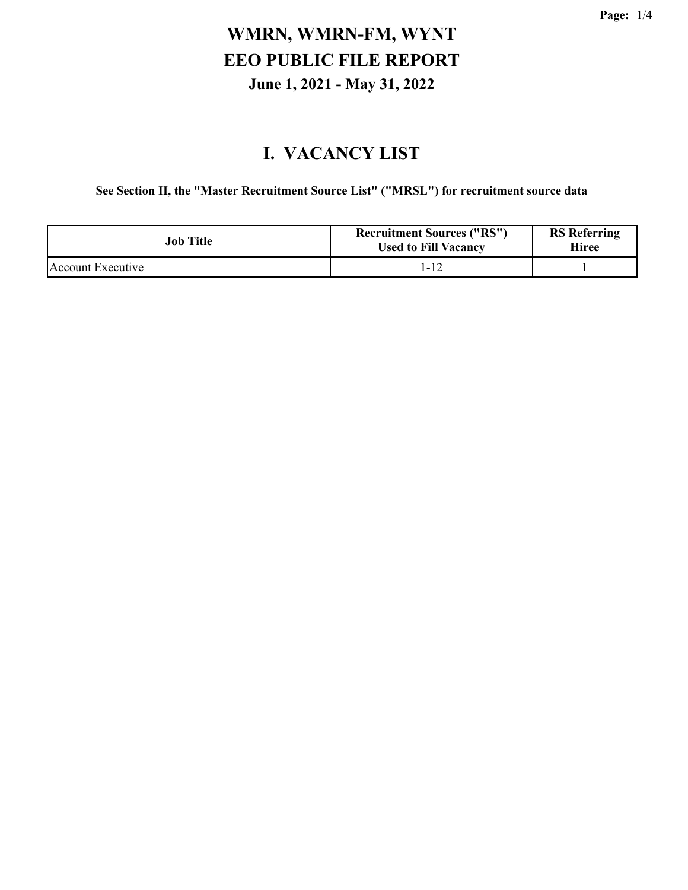# WMRN, WMRN-FM, WYNT
# EEO PUBLIC FILE REPORT
## June 1, 2021 - May 31, 2022

## I. VACANCY LIST

**See Section II, the "Master Recruitment Source List" ("MRSL") for recruitment source data**

| Job Title | Recruitment Sources ("RS") Used to Fill Vacancy | RS Referring Hiree |
|---|---|---|
| Account Executive | 1-12 | 1 |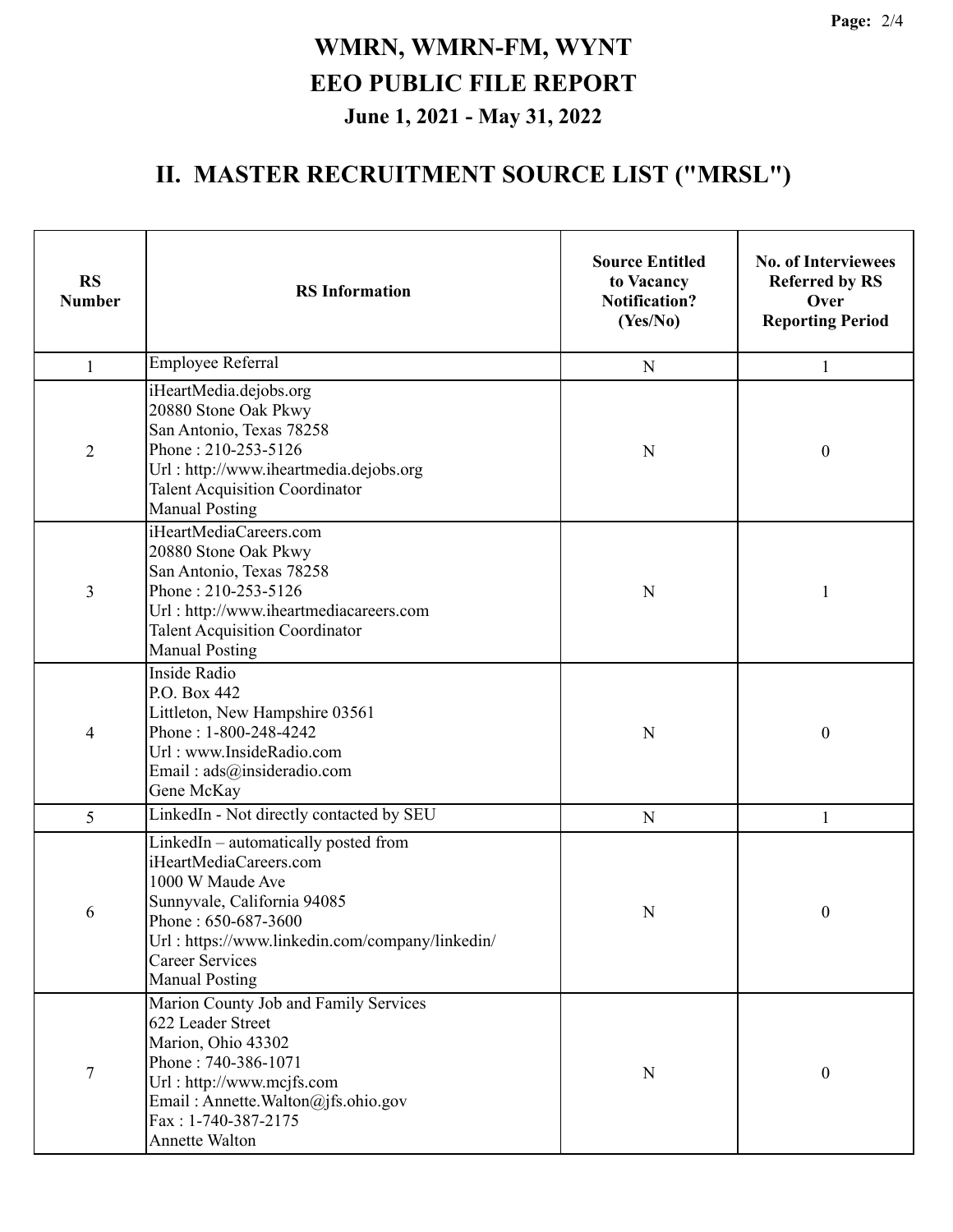# WMRN, WMRN-FM, WYNT
# EEO PUBLIC FILE REPORT
### June 1, 2021 - May 31, 2022

## II. MASTER RECRUITMENT SOURCE LIST ("MRSL")

| RS Number | RS Information | Source Entitled to Vacancy Notification? (Yes/No) | No. of Interviewees Referred by RS Over Reporting Period |
|---|---|---|---|
| 1 | Employee Referral | N | 1 |
| 2 | iHeartMedia.dejobs.org<br>20880 Stone Oak Pkwy<br>San Antonio, Texas 78258<br>Phone : 210-253-5126<br>Url : http://www.iheartmedia.dejobs.org<br>Talent Acquisition Coordinator<br>Manual Posting | N | 0 |
| 3 | iHeartMediaCareers.com<br>20880 Stone Oak Pkwy<br>San Antonio, Texas 78258<br>Phone : 210-253-5126<br>Url : http://www.iheartmediacareers.com<br>Talent Acquisition Coordinator<br>Manual Posting | N | 1 |
| 4 | Inside Radio<br>P.O. Box 442<br>Littleton, New Hampshire 03561<br>Phone : 1-800-248-4242<br>Url : www.InsideRadio.com<br>Email : ads@insideradio.com<br>Gene McKay | N | 0 |
| 5 | LinkedIn - Not directly contacted by SEU | N | 1 |
| 6 | LinkedIn – automatically posted from iHeartMediaCareers.com<br>1000 W Maude Ave<br>Sunnyvale, California 94085<br>Phone : 650-687-3600<br>Url : https://www.linkedin.com/company/linkedin/<br>Career Services<br>Manual Posting | N | 0 |
| 7 | Marion County Job and Family Services<br>622 Leader Street<br>Marion, Ohio 43302<br>Phone : 740-386-1071<br>Url : http://www.mcjfs.com<br>Email : Annette.Walton@jfs.ohio.gov<br>Fax : 1-740-387-2175<br>Annette Walton | N | 0 |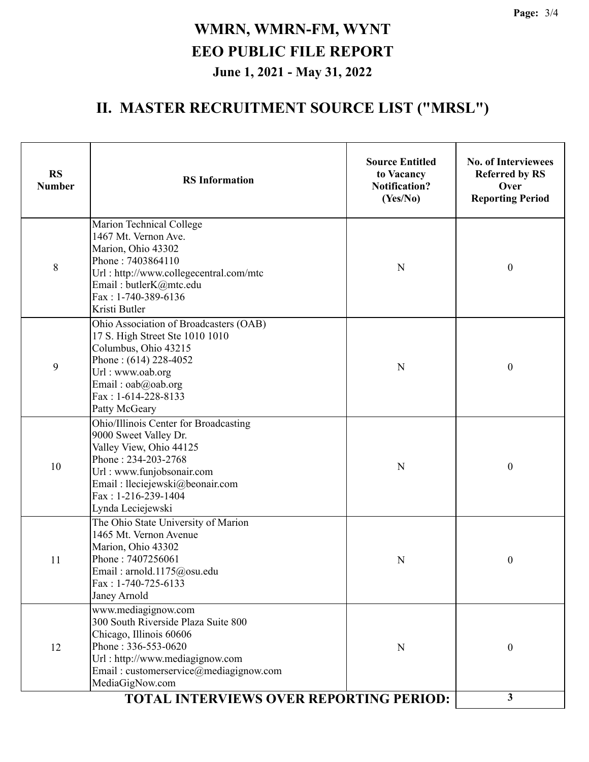# WMRN, WMRN-FM, WYNT
# EEO PUBLIC FILE REPORT
### June 1, 2021 - May 31, 2022

## II. MASTER RECRUITMENT SOURCE LIST ("MRSL")

| RS Number | RS Information | Source Entitled to Vacancy Notification? (Yes/No) | No. of Interviewees Referred by RS Over Reporting Period |
|---|---|---|---|
| 8 | Marion Technical College<br>1467 Mt. Vernon Ave.<br>Marion, Ohio 43302<br>Phone : 7403864110<br>Url : http://www.collegecentral.com/mtc<br>Email : butlerK@mtc.edu<br>Fax : 1-740-389-6136<br>Kristi Butler | N | 0 |
| 9 | Ohio Association of Broadcasters (OAB)<br>17 S. High Street Ste 1010 1010<br>Columbus, Ohio 43215<br>Phone : (614) 228-4052<br>Url : www.oab.org<br>Email : oab@oab.org<br>Fax : 1-614-228-8133<br>Patty McGeary | N | 0 |
| 10 | Ohio/Illinois Center for Broadcasting<br>9000 Sweet Valley Dr.<br>Valley View, Ohio 44125<br>Phone : 234-203-2768<br>Url : www.funjobsonair.com<br>Email : llecie​jewski@beonair.com<br>Fax : 1-216-239-1404<br>Lynda Leciejewski | N | 0 |
| 11 | The Ohio State University of Marion<br>1465 Mt. Vernon Avenue<br>Marion, Ohio 43302<br>Phone : 7407256061<br>Email : arnold.1175@osu.edu<br>Fax : 1-740-725-6133<br>Janey Arnold | N | 0 |
| 12 | www.mediagignow.com<br>300 South Riverside Plaza Suite 800<br>Chicago, Illinois 60606<br>Phone : 336-553-0620<br>Url : http://www.mediagignow.com<br>Email : customerservice@mediagignow.com<br>MediaGigNow.com | N | 0 |
| | **TOTAL INTERVIEWS OVER REPORTING PERIOD:** | | **3** |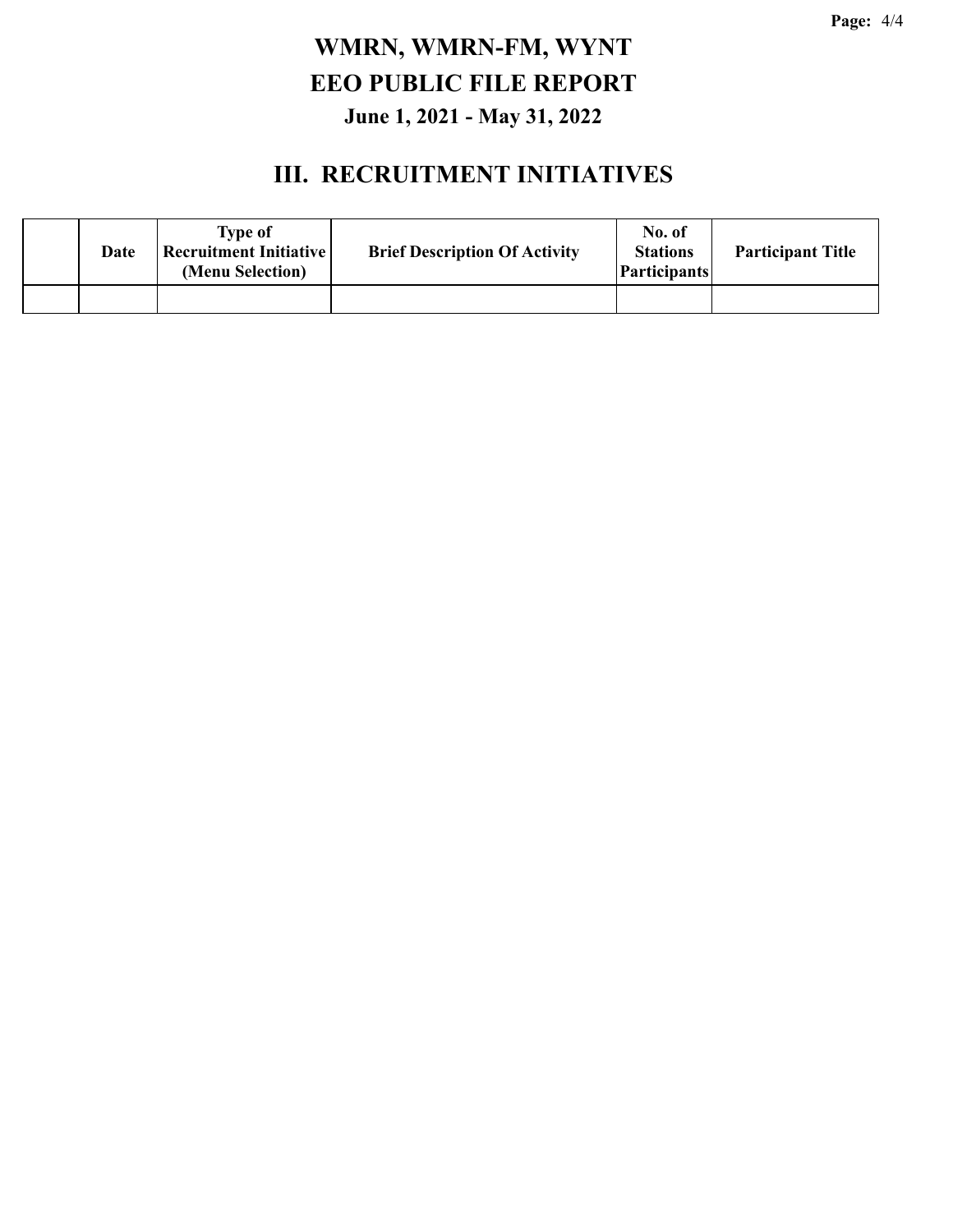# WMRN, WMRN-FM, WYNT

# EEO PUBLIC FILE REPORT

### June 1, 2021 - May 31, 2022

## III. RECRUITMENT INITIATIVES

| | Date | Type of Recruitment Initiative (Menu Selection) | Brief Description Of Activity | No. of Stations Participants | Participant Title |
|---|---|---|---|---|---|
| | | | | | |